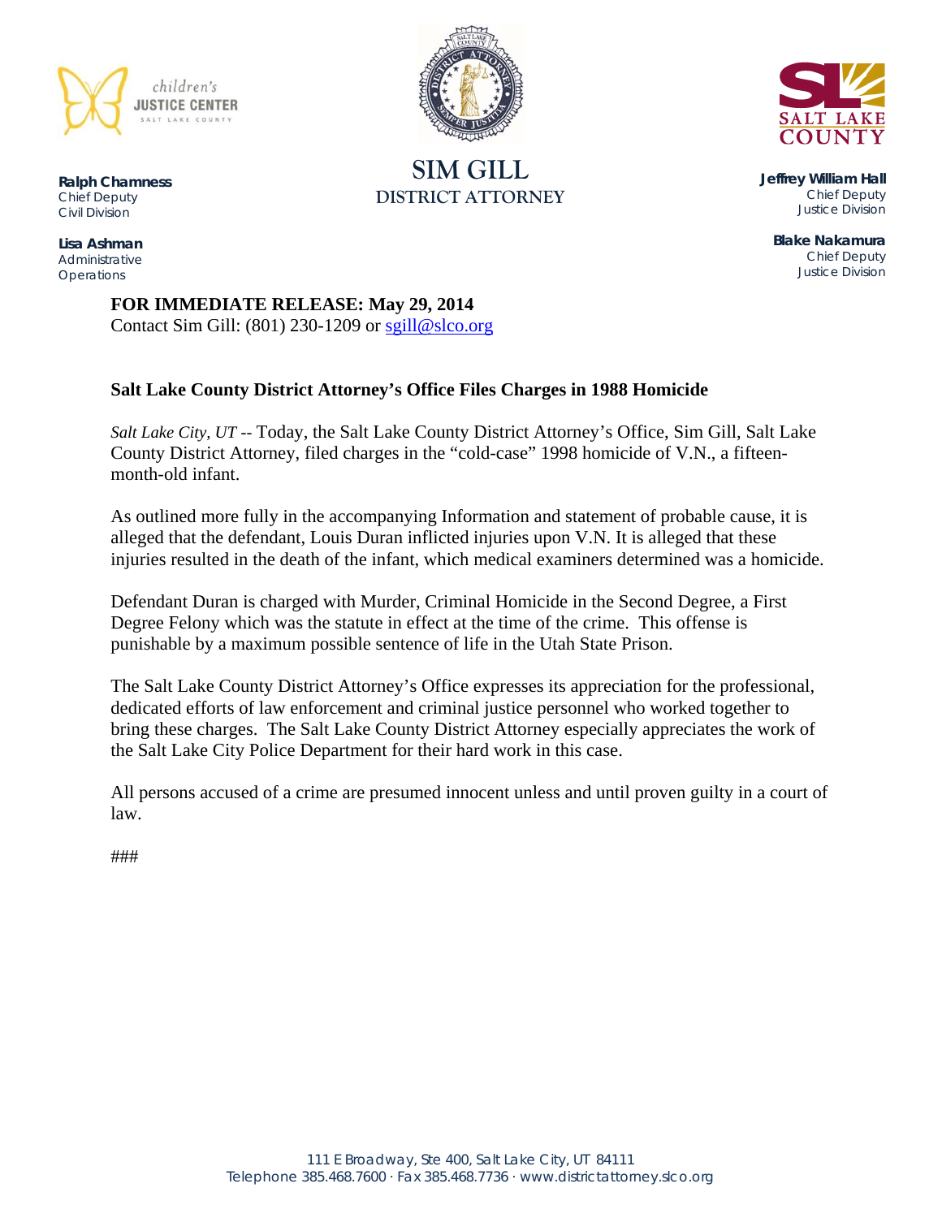children's
**JUSTICE CENTER**
SALT LAKE COUNTY

**Ralph Chamness**
Chief Deputy
Civil Division

**Lisa Ashman**
Administrative
Operations

# SIM GILL
## DISTRICT ATTORNEY

SALT LAKE COUNTY

**Jeffrey William Hall**
Chief Deputy
Justice Division

**Blake Nakamura**
Chief Deputy
Justice Division

**FOR IMMEDIATE RELEASE: May 29, 2014**
Contact Sim Gill: (801) 230-1209 or sgill@slco.org

**Salt Lake County District Attorney's Office Files Charges in 1988 Homicide**

*Salt Lake City, UT* -- Today, the Salt Lake County District Attorney's Office, Sim Gill, Salt Lake County District Attorney, filed charges in the "cold-case" 1998 homicide of V.N., a fifteen-month-old infant.

As outlined more fully in the accompanying Information and statement of probable cause, it is alleged that the defendant, Louis Duran inflicted injuries upon V.N. It is alleged that these injuries resulted in the death of the infant, which medical examiners determined was a homicide.

Defendant Duran is charged with Murder, Criminal Homicide in the Second Degree, a First Degree Felony which was the statute in effect at the time of the crime. This offense is punishable by a maximum possible sentence of life in the Utah State Prison.

The Salt Lake County District Attorney's Office expresses its appreciation for the professional, dedicated efforts of law enforcement and criminal justice personnel who worked together to bring these charges. The Salt Lake County District Attorney especially appreciates the work of the Salt Lake City Police Department for their hard work in this case.

All persons accused of a crime are presumed innocent unless and until proven guilty in a court of law.

###

111 E Broadway, Ste 400, Salt Lake City, UT 84111
Telephone 385.468.7600 · Fax 385.468.7736 · www.districtattorney.slco.org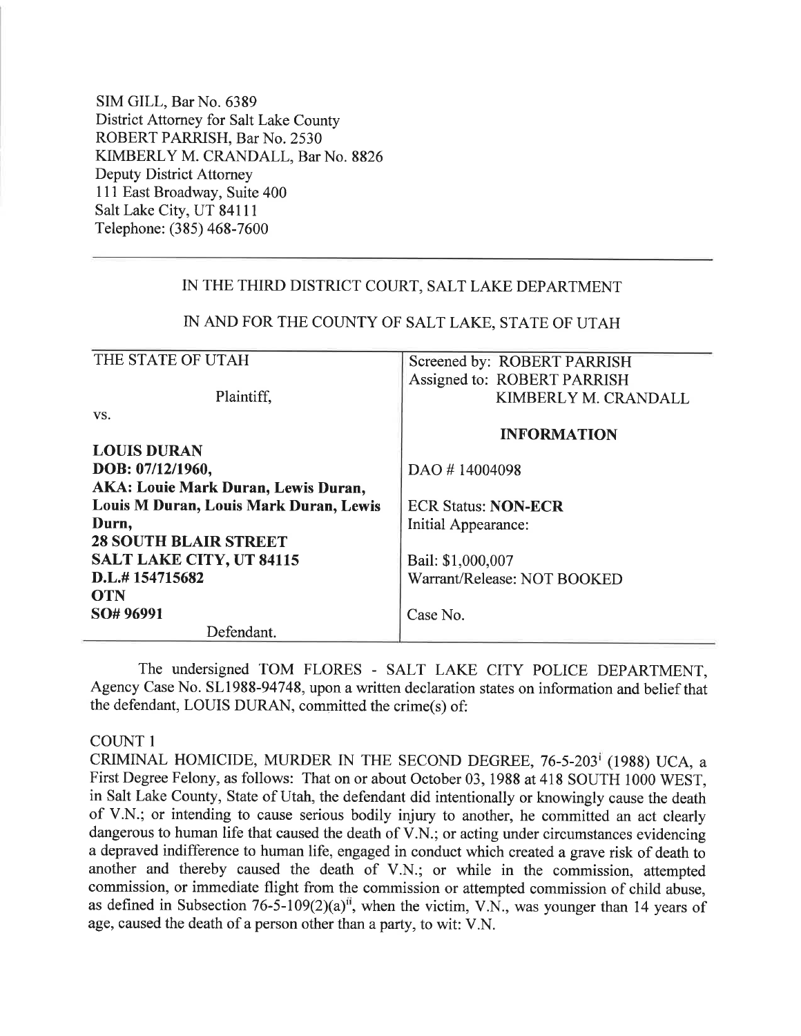SIM GILL, Bar No. 6389
District Attorney for Salt Lake County
ROBERT PARRISH, Bar No. 2530
KIMBERLY M. CRANDALL, Bar No. 8826
Deputy District Attorney
111 East Broadway, Suite 400
Salt Lake City, UT 84111
Telephone: (385) 468-7600

---

IN THE THIRD DISTRICT COURT, SALT LAKE DEPARTMENT

IN AND FOR THE COUNTY OF SALT LAKE, STATE OF UTAH

| | |
|---|---|
| THE STATE OF UTAH<br><br>Plaintiff,<br><br>vs. | Screened by: ROBERT PARRISH<br>Assigned to: ROBERT PARRISH<br>KIMBERLY M. CRANDALL |
| **LOUIS DURAN**<br>**DOB: 07/12/1960,**<br>**AKA: Louie Mark Duran, Lewis Duran, Louis M Duran, Louis Mark Duran, Lewis Durn,**<br>**28 SOUTH BLAIR STREET**<br>**SALT LAKE CITY, UT 84115**<br>**D.L.# 154715682**<br>**OTN**<br>**SO# 96991**<br><br>Defendant. | **INFORMATION**<br><br>DAO # 14004098<br><br>ECR Status: **NON-ECR**<br>Initial Appearance:<br><br>Bail: $1,000,007<br>Warrant/Release: NOT BOOKED<br><br>Case No. |

The undersigned TOM FLORES - SALT LAKE CITY POLICE DEPARTMENT, Agency Case No. SL1988-94748, upon a written declaration states on information and belief that the defendant, LOUIS DURAN, committed the crime(s) of:

COUNT 1

CRIMINAL HOMICIDE, MURDER IN THE SECOND DEGREE, 76-5-203[i] (1988) UCA, a First Degree Felony, as follows: That on or about October 03, 1988 at 418 SOUTH 1000 WEST, in Salt Lake County, State of Utah, the defendant did intentionally or knowingly cause the death of V.N.; or intending to cause serious bodily injury to another, he committed an act clearly dangerous to human life that caused the death of V.N.; or acting under circumstances evidencing a depraved indifference to human life, engaged in conduct which created a grave risk of death to another and thereby caused the death of V.N.; or while in the commission, attempted commission, or immediate flight from the commission or attempted commission of child abuse, as defined in Subsection 76-5-109(2)(a)[ii], when the victim, V.N., was younger than 14 years of age, caused the death of a person other than a party, to wit: V.N.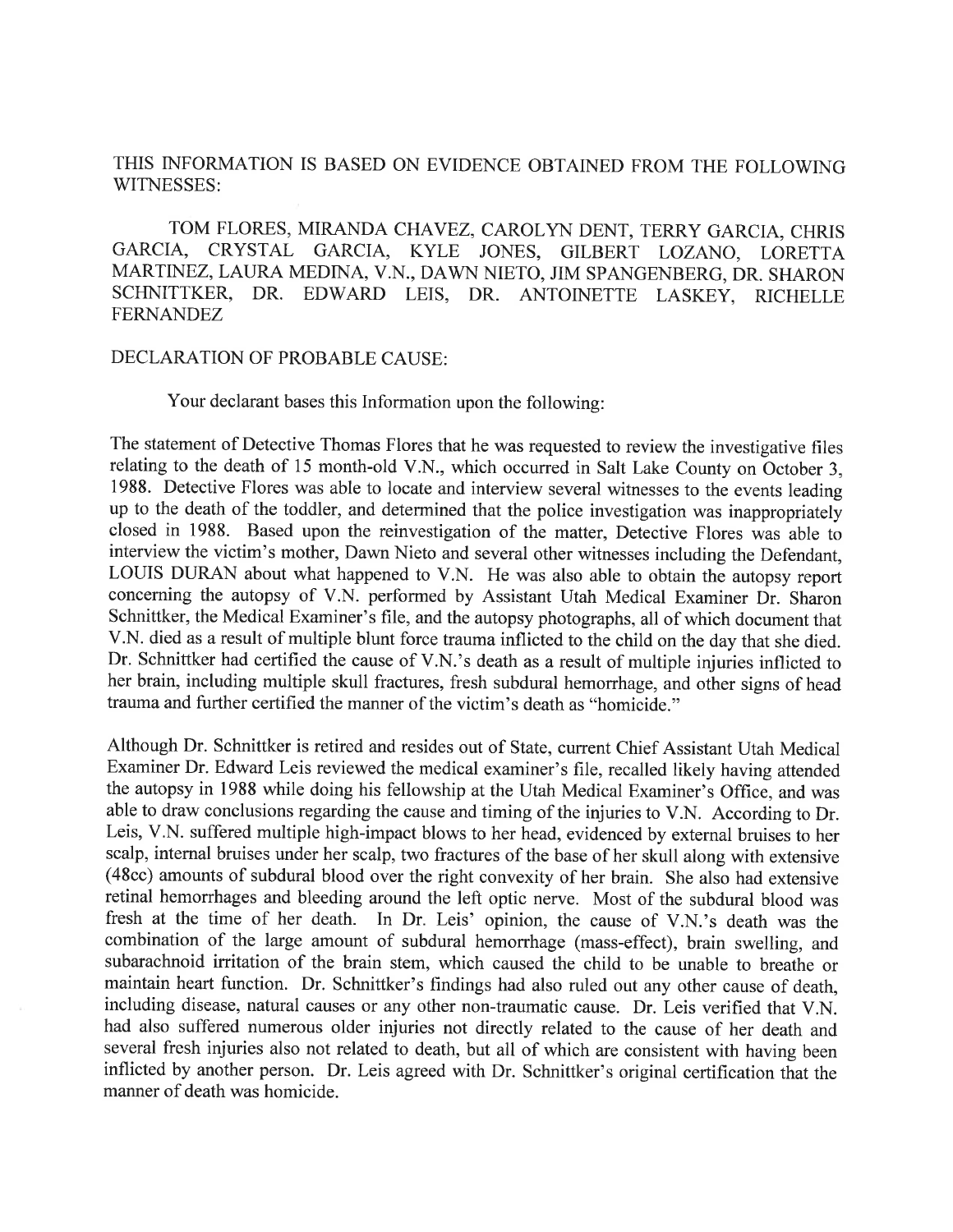THIS INFORMATION IS BASED ON EVIDENCE OBTAINED FROM THE FOLLOWING WITNESSES:

TOM FLORES, MIRANDA CHAVEZ, CAROLYN DENT, TERRY GARCIA, CHRIS GARCIA, CRYSTAL GARCIA, KYLE JONES, GILBERT LOZANO, LORETTA MARTINEZ, LAURA MEDINA, V.N., DAWN NIETO, JIM SPANGENBERG, DR. SHARON SCHNITTKER, DR. EDWARD LEIS, DR. ANTOINETTE LASKEY, RICHELLE FERNANDEZ

DECLARATION OF PROBABLE CAUSE:

Your declarant bases this Information upon the following:

The statement of Detective Thomas Flores that he was requested to review the investigative files relating to the death of 15 month-old V.N., which occurred in Salt Lake County on October 3, 1988. Detective Flores was able to locate and interview several witnesses to the events leading up to the death of the toddler, and determined that the police investigation was inappropriately closed in 1988. Based upon the reinvestigation of the matter, Detective Flores was able to interview the victim's mother, Dawn Nieto and several other witnesses including the Defendant, LOUIS DURAN about what happened to V.N. He was also able to obtain the autopsy report concerning the autopsy of V.N. performed by Assistant Utah Medical Examiner Dr. Sharon Schnittker, the Medical Examiner's file, and the autopsy photographs, all of which document that V.N. died as a result of multiple blunt force trauma inflicted to the child on the day that she died. Dr. Schnittker had certified the cause of V.N.'s death as a result of multiple injuries inflicted to her brain, including multiple skull fractures, fresh subdural hemorrhage, and other signs of head trauma and further certified the manner of the victim's death as "homicide."

Although Dr. Schnittker is retired and resides out of State, current Chief Assistant Utah Medical Examiner Dr. Edward Leis reviewed the medical examiner's file, recalled likely having attended the autopsy in 1988 while doing his fellowship at the Utah Medical Examiner's Office, and was able to draw conclusions regarding the cause and timing of the injuries to V.N. According to Dr. Leis, V.N. suffered multiple high-impact blows to her head, evidenced by external bruises to her scalp, internal bruises under her scalp, two fractures of the base of her skull along with extensive (48cc) amounts of subdural blood over the right convexity of her brain. She also had extensive retinal hemorrhages and bleeding around the left optic nerve. Most of the subdural blood was fresh at the time of her death. In Dr. Leis' opinion, the cause of V.N.'s death was the combination of the large amount of subdural hemorrhage (mass-effect), brain swelling, and subarachnoid irritation of the brain stem, which caused the child to be unable to breathe or maintain heart function. Dr. Schnittker's findings had also ruled out any other cause of death, including disease, natural causes or any other non-traumatic cause. Dr. Leis verified that V.N. had also suffered numerous older injuries not directly related to the cause of her death and several fresh injuries also not related to death, but all of which are consistent with having been inflicted by another person. Dr. Leis agreed with Dr. Schnittker's original certification that the manner of death was homicide.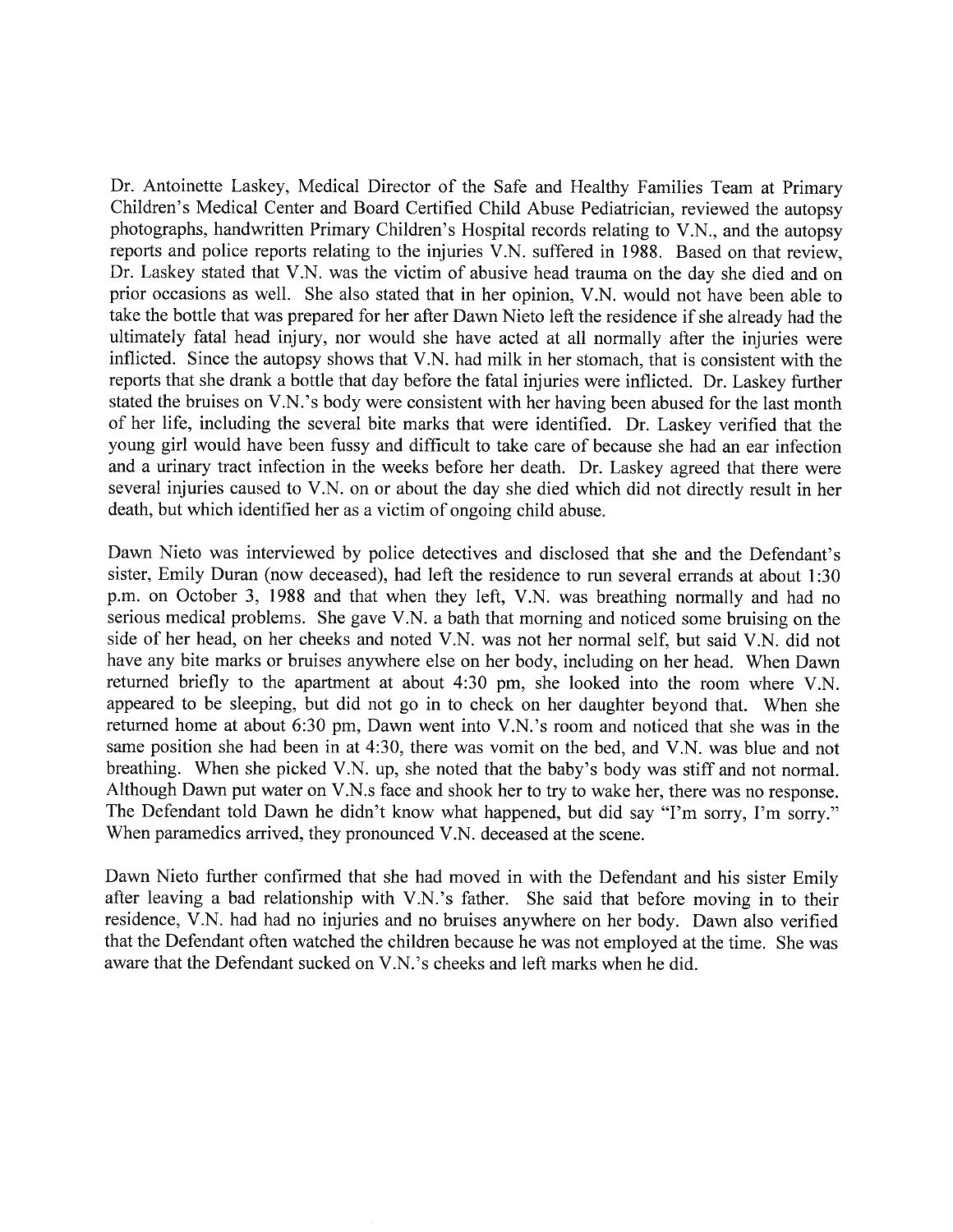Dr. Antoinette Laskey, Medical Director of the Safe and Healthy Families Team at Primary Children's Medical Center and Board Certified Child Abuse Pediatrician, reviewed the autopsy photographs, handwritten Primary Children's Hospital records relating to V.N., and the autopsy reports and police reports relating to the injuries V.N. suffered in 1988. Based on that review, Dr. Laskey stated that V.N. was the victim of abusive head trauma on the day she died and on prior occasions as well. She also stated that in her opinion, V.N. would not have been able to take the bottle that was prepared for her after Dawn Nieto left the residence if she already had the ultimately fatal head injury, nor would she have acted at all normally after the injuries were inflicted. Since the autopsy shows that V.N. had milk in her stomach, that is consistent with the reports that she drank a bottle that day before the fatal injuries were inflicted. Dr. Laskey further stated the bruises on V.N.'s body were consistent with her having been abused for the last month of her life, including the several bite marks that were identified. Dr. Laskey verified that the young girl would have been fussy and difficult to take care of because she had an ear infection and a urinary tract infection in the weeks before her death. Dr. Laskey agreed that there were several injuries caused to V.N. on or about the day she died which did not directly result in her death, but which identified her as a victim of ongoing child abuse.

Dawn Nieto was interviewed by police detectives and disclosed that she and the Defendant's sister, Emily Duran (now deceased), had left the residence to run several errands at about 1:30 p.m. on October 3, 1988 and that when they left, V.N. was breathing normally and had no serious medical problems. She gave V.N. a bath that morning and noticed some bruising on the side of her head, on her cheeks and noted V.N. was not her normal self, but said V.N. did not have any bite marks or bruises anywhere else on her body, including on her head. When Dawn returned briefly to the apartment at about 4:30 pm, she looked into the room where V.N. appeared to be sleeping, but did not go in to check on her daughter beyond that. When she returned home at about 6:30 pm, Dawn went into V.N.'s room and noticed that she was in the same position she had been in at 4:30, there was vomit on the bed, and V.N. was blue and not breathing. When she picked V.N. up, she noted that the baby's body was stiff and not normal. Although Dawn put water on V.N.s face and shook her to try to wake her, there was no response. The Defendant told Dawn he didn't know what happened, but did say "I'm sorry, I'm sorry." When paramedics arrived, they pronounced V.N. deceased at the scene.

Dawn Nieto further confirmed that she had moved in with the Defendant and his sister Emily after leaving a bad relationship with V.N.'s father. She said that before moving in to their residence, V.N. had had no injuries and no bruises anywhere on her body. Dawn also verified that the Defendant often watched the children because he was not employed at the time. She was aware that the Defendant sucked on V.N.'s cheeks and left marks when he did.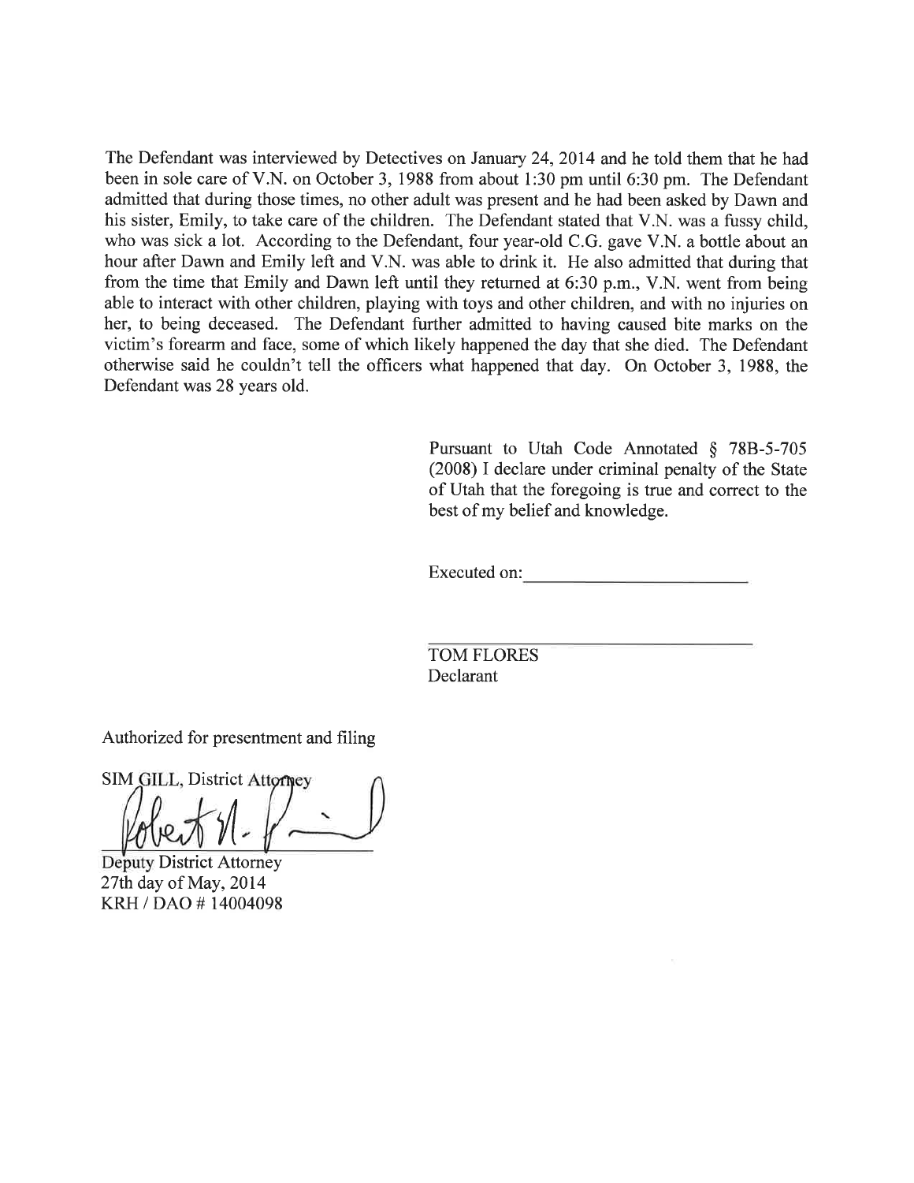The Defendant was interviewed by Detectives on January 24, 2014 and he told them that he had been in sole care of V.N. on October 3, 1988 from about 1:30 pm until 6:30 pm. The Defendant admitted that during those times, no other adult was present and he had been asked by Dawn and his sister, Emily, to take care of the children. The Defendant stated that V.N. was a fussy child, who was sick a lot. According to the Defendant, four year-old C.G. gave V.N. a bottle about an hour after Dawn and Emily left and V.N. was able to drink it. He also admitted that during that from the time that Emily and Dawn left until they returned at 6:30 p.m., V.N. went from being able to interact with other children, playing with toys and other children, and with no injuries on her, to being deceased. The Defendant further admitted to having caused bite marks on the victim's forearm and face, some of which likely happened the day that she died. The Defendant otherwise said he couldn't tell the officers what happened that day. On October 3, 1988, the Defendant was 28 years old.

Pursuant to Utah Code Annotated § 78B-5-705 (2008) I declare under criminal penalty of the State of Utah that the foregoing is true and correct to the best of my belief and knowledge.

Executed on: ______________________

______________________________
TOM FLORES
Declarant

Authorized for presentment and filing

SIM GILL, District Attorney

______________________________
Deputy District Attorney
27th day of May, 2014
KRH / DAO # 14004098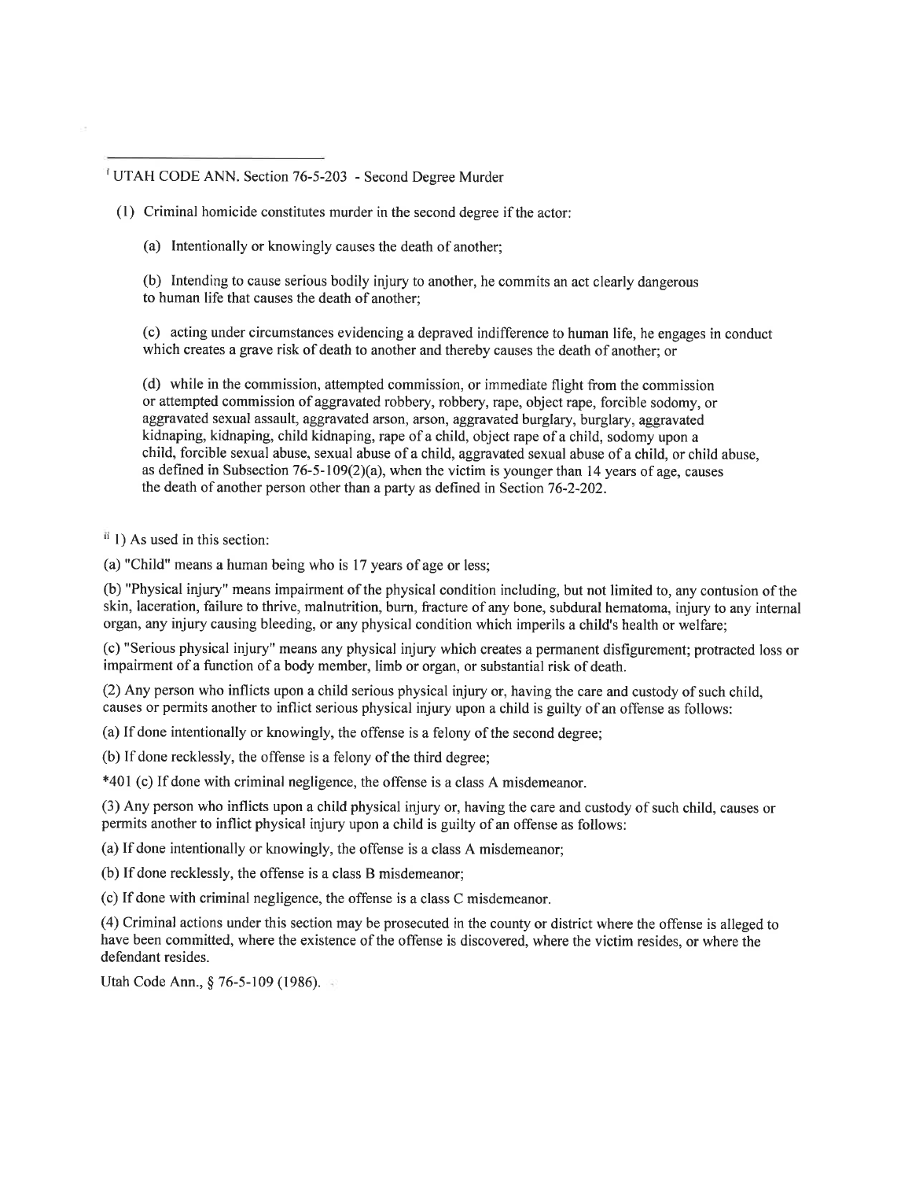---

[i] UTAH CODE ANN. Section 76-5-203 - Second Degree Murder

(1) Criminal homicide constitutes murder in the second degree if the actor:

(a) Intentionally or knowingly causes the death of another;

(b) Intending to cause serious bodily injury to another, he commits an act clearly dangerous to human life that causes the death of another;

(c) acting under circumstances evidencing a depraved indifference to human life, he engages in conduct which creates a grave risk of death to another and thereby causes the death of another; or

(d) while in the commission, attempted commission, or immediate flight from the commission or attempted commission of aggravated robbery, robbery, rape, object rape, forcible sodomy, or aggravated sexual assault, aggravated arson, arson, aggravated burglary, burglary, aggravated kidnaping, kidnaping, child kidnaping, rape of a child, object rape of a child, sodomy upon a child, forcible sexual abuse, sexual abuse of a child, aggravated sexual abuse of a child, or child abuse, as defined in Subsection 76-5-109(2)(a), when the victim is younger than 14 years of age, causes the death of another person other than a party as defined in Section 76-2-202.

[ii] 1) As used in this section:

(a) "Child" means a human being who is 17 years of age or less;

(b) "Physical injury" means impairment of the physical condition including, but not limited to, any contusion of the skin, laceration, failure to thrive, malnutrition, burn, fracture of any bone, subdural hematoma, injury to any internal organ, any injury causing bleeding, or any physical condition which imperils a child's health or welfare;

(c) "Serious physical injury" means any physical injury which creates a permanent disfigurement; protracted loss or impairment of a function of a body member, limb or organ, or substantial risk of death.

(2) Any person who inflicts upon a child serious physical injury or, having the care and custody of such child, causes or permits another to inflict serious physical injury upon a child is guilty of an offense as follows:

(a) If done intentionally or knowingly, the offense is a felony of the second degree;

(b) If done recklessly, the offense is a felony of the third degree;

*401 (c) If done with criminal negligence, the offense is a class A misdemeanor.

(3) Any person who inflicts upon a child physical injury or, having the care and custody of such child, causes or permits another to inflict physical injury upon a child is guilty of an offense as follows:

(a) If done intentionally or knowingly, the offense is a class A misdemeanor;

(b) If done recklessly, the offense is a class B misdemeanor;

(c) If done with criminal negligence, the offense is a class C misdemeanor.

(4) Criminal actions under this section may be prosecuted in the county or district where the offense is alleged to have been committed, where the existence of the offense is discovered, where the victim resides, or where the defendant resides.

Utah Code Ann., § 76-5-109 (1986).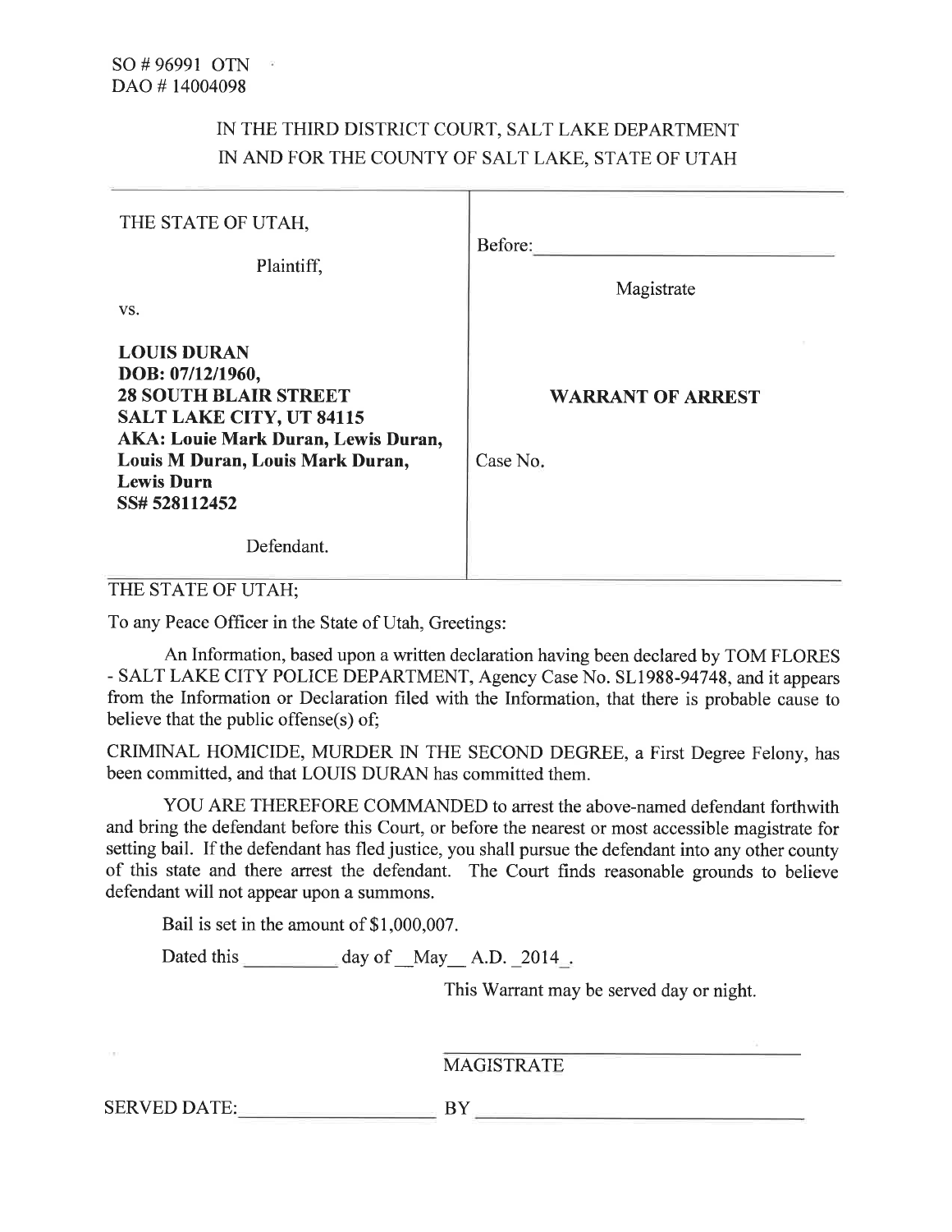SO # 96991 OTN
DAO # 14004098

IN THE THIRD DISTRICT COURT, SALT LAKE DEPARTMENT
IN AND FOR THE COUNTY OF SALT LAKE, STATE OF UTAH

| | |
|---|---|
| THE STATE OF UTAH,<br><br>Plaintiff,<br><br>vs.<br><br>**LOUIS DURAN**<br>**DOB: 07/12/1960,**<br>**28 SOUTH BLAIR STREET**<br>**SALT LAKE CITY, UT 84115**<br>**AKA: Louie Mark Duran, Lewis Duran, Louis M Duran, Louis Mark Duran, Lewis Durn**<br>**SS# 528112452**<br><br>Defendant. | Before: ______________________<br><br>Magistrate<br><br>**WARRANT OF ARREST**<br><br>Case No. |

THE STATE OF UTAH;

To any Peace Officer in the State of Utah, Greetings:

An Information, based upon a written declaration having been declared by TOM FLORES - SALT LAKE CITY POLICE DEPARTMENT, Agency Case No. SL1988-94748, and it appears from the Information or Declaration filed with the Information, that there is probable cause to believe that the public offense(s) of;

CRIMINAL HOMICIDE, MURDER IN THE SECOND DEGREE, a First Degree Felony, has been committed, and that LOUIS DURAN has committed them.

YOU ARE THEREFORE COMMANDED to arrest the above-named defendant forthwith and bring the defendant before this Court, or before the nearest or most accessible magistrate for setting bail. If the defendant has fled justice, you shall pursue the defendant into any other county of this state and there arrest the defendant. The Court finds reasonable grounds to believe defendant will not appear upon a summons.

Bail is set in the amount of $1,000,007.

Dated this __________ day of __May__ A.D. _2014_.

This Warrant may be served day or night.

______________________________
MAGISTRATE

SERVED DATE: ____________________ BY ______________________________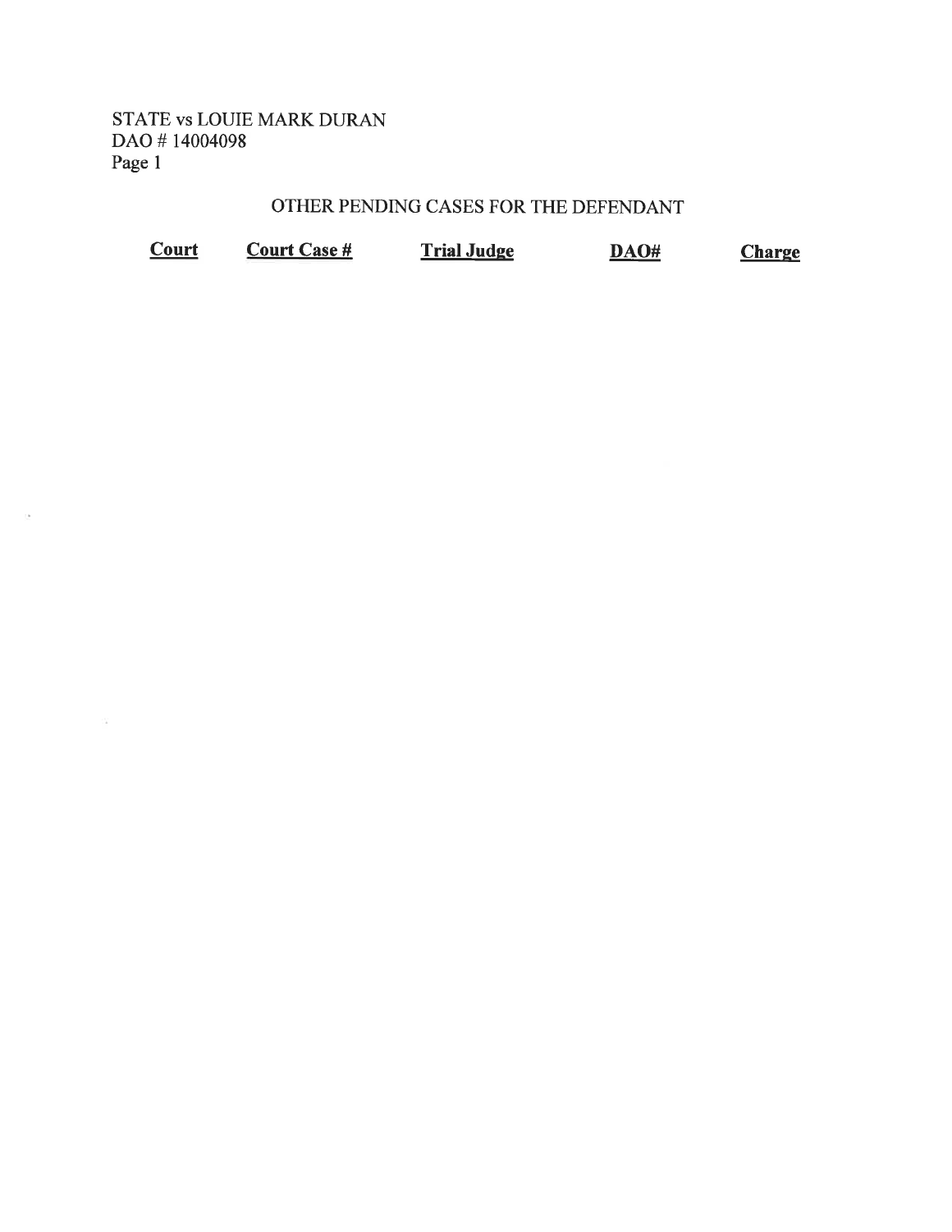STATE vs LOUIE MARK DURAN
DAO # 14004098
Page 1

## OTHER PENDING CASES FOR THE DEFENDANT

| **Court** | **Court Case #** | **Trial Judge** | **DAO#** | **Charge** |
|---|---|---|---|---|